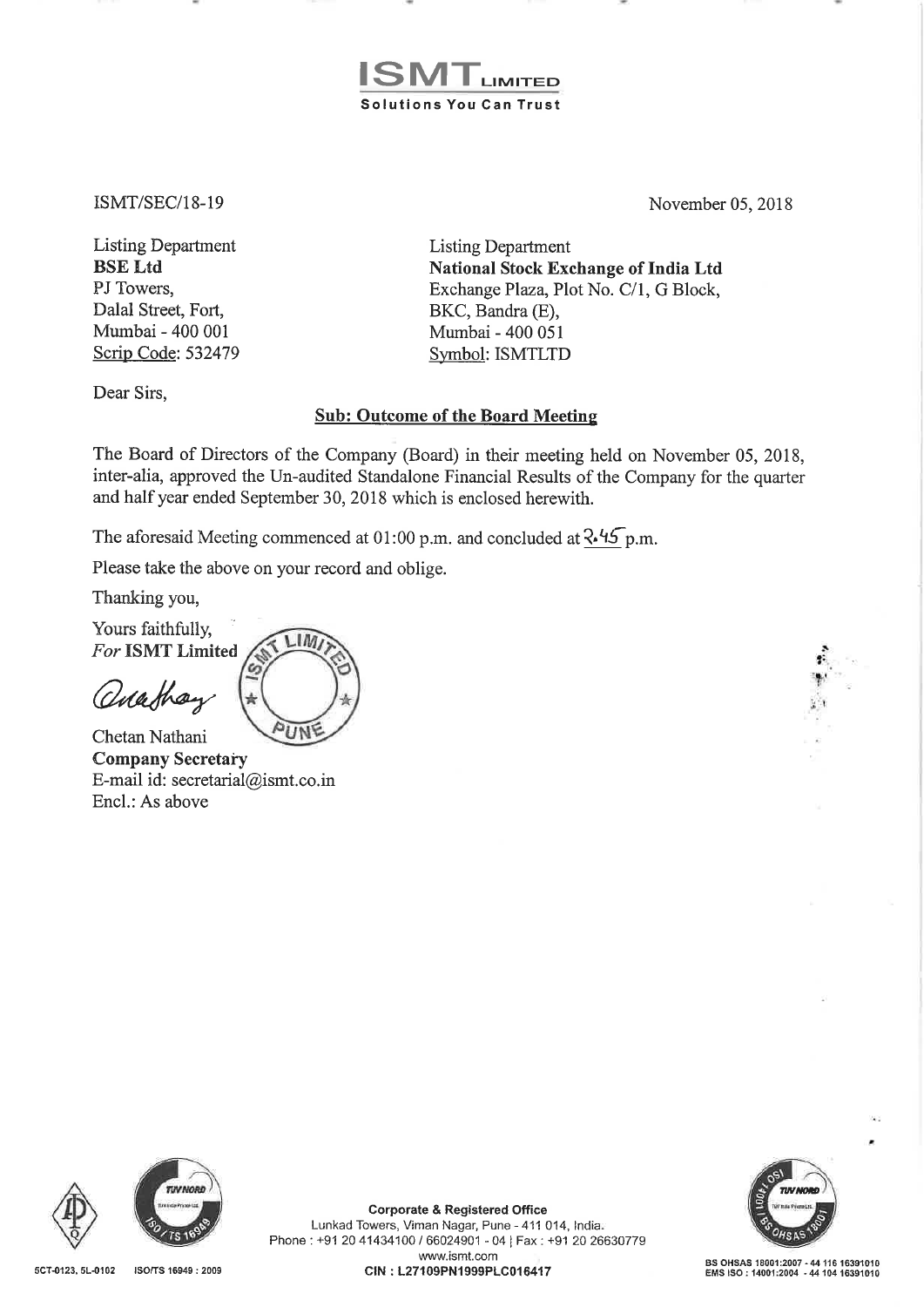**ISMT LIMITED**
**Solutions You Can Trust**

ISMT/SEC/18-19

November 05, 2018

Listing Department
**BSE Ltd**
PJ Towers,
Dalal Street, Fort,
Mumbai - 400 001
Scrip Code: 532479

Listing Department
**National Stock Exchange of India Ltd**
Exchange Plaza, Plot No. C/1, G Block,
BKC, Bandra (E),
Mumbai - 400 051
Symbol: ISMTLTD

Dear Sirs,

**Sub: Outcome of the Board Meeting**

The Board of Directors of the Company (Board) in their meeting held on November 05, 2018, inter-alia, approved the Un-audited Standalone Financial Results of the Company for the quarter and half year ended September 30, 2018 which is enclosed herewith.

The aforesaid Meeting commenced at 01:00 p.m. and concluded at 3.45 p.m.

Please take the above on your record and oblige.

Thanking you,

Yours faithfully,
*For* **ISMT Limited**

Chetan Nathani
**Company Secretary**
E-mail id: secretarial@ismt.co.in
Encl.: As above

**Corporate & Registered Office**
Lunkad Towers, Viman Nagar, Pune - 411 014, India.
Phone : +91 20 41434100 / 66024901 - 04 | Fax : +91 20 26630779
www.ismt.com
**CIN : L27109PN1999PLC016417**

5CT-0123, 5L-0102 ISO/TS 16949 : 2009

BS OHSAS 18001:2007 - 44 116 16391010
EMS ISO : 14001:2004 - 44 104 16391010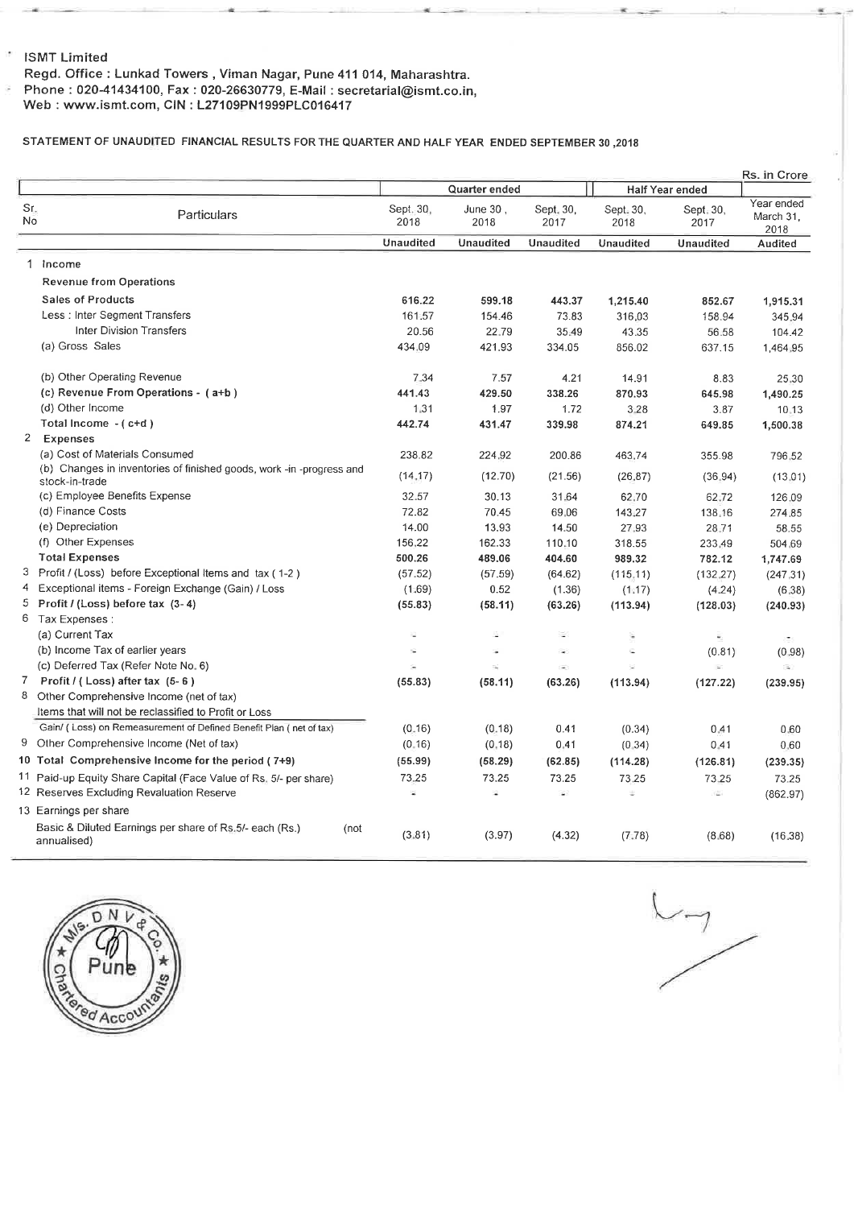ISMT Limited
Regd. Office : Lunkad Towers , Viman Nagar, Pune 411 014, Maharashtra.
Phone : 020-41434100, Fax : 020-26630779, E-Mail : secretarial@ismt.co.in,
Web : www.ismt.com, CIN : L27109PN1999PLC016417

**STATEMENT OF UNAUDITED FINANCIAL RESULTS FOR THE QUARTER AND HALF YEAR ENDED SEPTEMBER 30 ,2018**

Rs. in Crore

| Sr. No | Particulars | Quarter ended | | | Half Year ended | | Year ended March 31, 2018 |
|---|---|---|---|---|---|---|---|
| | | Sept. 30, 2018 | June 30 , 2018 | Sept. 30, 2017 | Sept. 30, 2018 | Sept. 30, 2017 | |
| | | Unaudited | Unaudited | Unaudited | Unaudited | Unaudited | Audited |
| 1 | Income | | | | | | |
| | **Revenue from Operations** | | | | | | |
| | **Sales of Products** | **616.22** | **599.18** | **443.37** | **1,215.40** | **852.67** | **1,915.31** |
| | Less : Inter Segment Transfers | 161.57 | 154.46 | 73.83 | 316.03 | 158.94 | 345.94 |
| | Inter Division Transfers | 20.56 | 22.79 | 35.49 | 43.35 | 56.58 | 104.42 |
| | (a) Gross Sales | 434.09 | 421.93 | 334.05 | 856.02 | 637.15 | 1,464.95 |
| | (b) Other Operating Revenue | 7.34 | 7.57 | 4.21 | 14.91 | 8.83 | 25.30 |
| | **(c) Revenue From Operations - ( a+b )** | **441.43** | **429.50** | **338.26** | **870.93** | **645.98** | **1,490.25** |
| | (d) Other Income | 1.31 | 1.97 | 1.72 | 3.28 | 3.87 | 10.13 |
| | **Total Income - ( c+d )** | **442.74** | **431.47** | **339.98** | **874.21** | **649.85** | **1,500.38** |
| 2 | **Expenses** | | | | | | |
| | (a) Cost of Materials Consumed | 238.82 | 224.92 | 200.86 | 463.74 | 355.98 | 796.52 |
| | (b) Changes in inventories of finished goods, work -in -progress and stock-in-trade | (14.17) | (12.70) | (21.56) | (26.87) | (36.94) | (13.01) |
| | (c) Employee Benefits Expense | 32.57 | 30.13 | 31.64 | 62.70 | 62.72 | 126.09 |
| | (d) Finance Costs | 72.82 | 70.45 | 69.06 | 143.27 | 138.16 | 274.85 |
| | (e) Depreciation | 14.00 | 13.93 | 14.50 | 27.93 | 28.71 | 58.55 |
| | (f) Other Expenses | 156.22 | 162.33 | 110.10 | 318.55 | 233.49 | 504.69 |
| | **Total Expenses** | **500.26** | **489.06** | **404.60** | **989.32** | **782.12** | **1,747.69** |
| 3 | Profit / (Loss) before Exceptional Items and tax ( 1-2 ) | (57.52) | (57.59) | (64.62) | (115.11) | (132.27) | (247.31) |
| 4 | Exceptional items - Foreign Exchange (Gain) / Loss | (1.69) | 0.52 | (1.36) | (1.17) | (4.24) | (6.38) |
| 5 | **Profit / (Loss) before tax (3- 4)** | **(55.83)** | **(58.11)** | **(63.26)** | **(113.94)** | **(128.03)** | **(240.93)** |
| 6 | Tax Expenses : | | | | | | |
| | (a) Current Tax | - | - | - | - | - | - |
| | (b) Income Tax of earlier years | - | - | - | - | (0.81) | (0.98) |
| | (c) Deferred Tax (Refer Note No. 6) | - | - | - | - | - | - |
| 7 | **Profit / ( Loss) after tax (5- 6 )** | **(55.83)** | **(58.11)** | **(63.26)** | **(113.94)** | **(127.22)** | **(239.95)** |
| 8 | Other Comprehensive Income (net of tax) | | | | | | |
| | Items that will not be reclassified to Profit or Loss | | | | | | |
| | Gain/ ( Loss) on Remeasurement of Defined Benefit Plan ( net of tax) | (0.16) | (0.18) | 0.41 | (0.34) | 0.41 | 0.60 |
| 9 | Other Comprehensive Income (Net of tax) | (0.16) | (0.18) | 0.41 | (0.34) | 0.41 | 0.60 |
| 10 | **Total Comprehensive Income for the period ( 7+9)** | **(55.99)** | **(58.29)** | **(62.85)** | **(114.28)** | **(126.81)** | **(239.35)** |
| 11 | Paid-up Equity Share Capital (Face Value of Rs. 5/- per share) | 73.25 | 73.25 | 73.25 | 73.25 | 73.25 | 73.25 |
| 12 | Reserves Excluding Revaluation Reserve | - | - | - | - | - | (862.97) |
| 13 | Earnings per share | | | | | | |
| | Basic & Diluted Earnings per share of Rs.5/- each (Rs.) (not annualised) | (3.81) | (3.97) | (4.32) | (7.78) | (8.68) | (16.38) |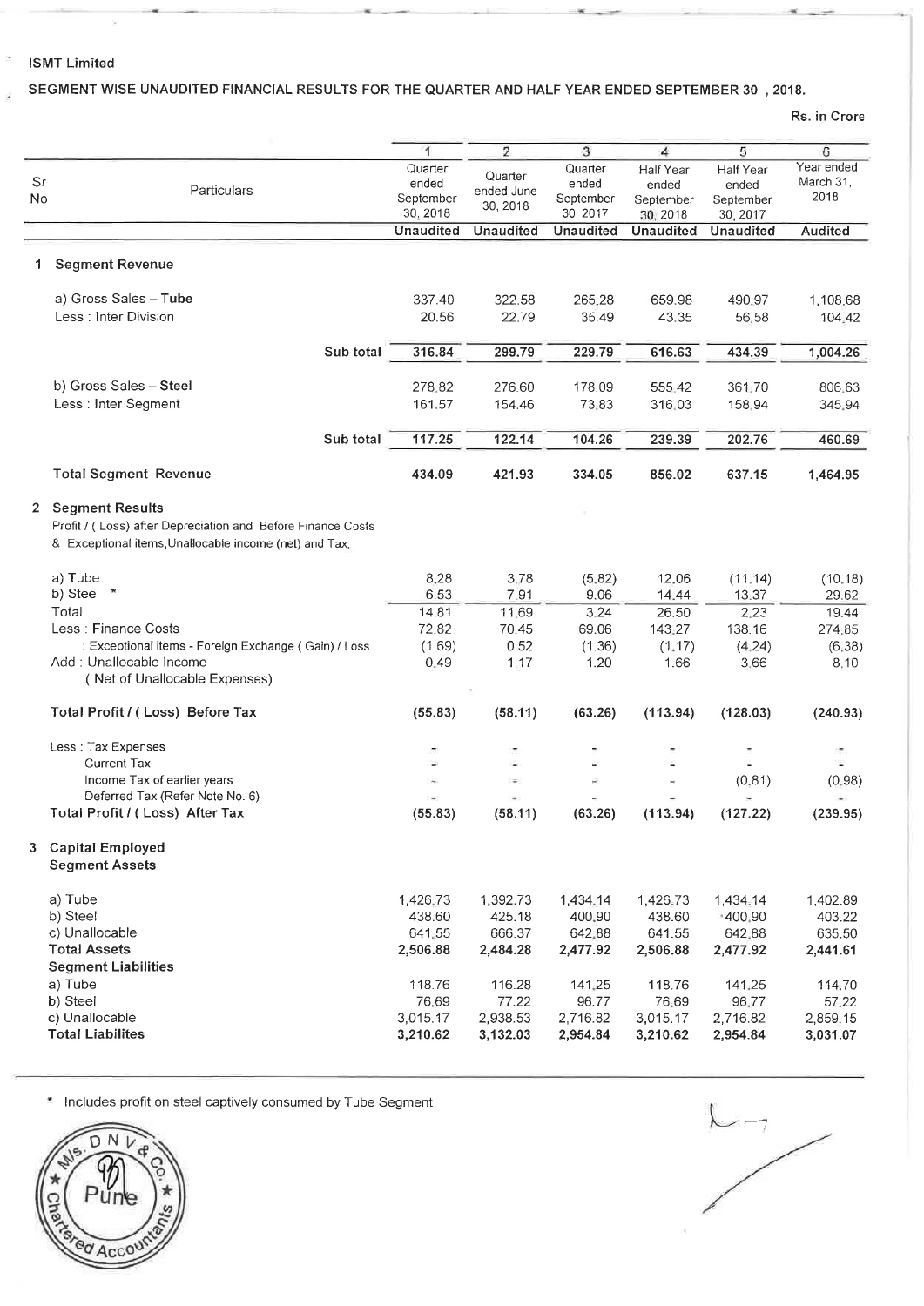ISMT Limited

SEGMENT WISE UNAUDITED FINANCIAL RESULTS FOR THE QUARTER AND HALF YEAR ENDED SEPTEMBER 30 , 2018.

Rs. in Crore

| Sr No | Particulars | 1 | 2 | 3 | 4 | 5 | 6 |
|---|---|---|---|---|---|---|---|
| | | Quarter ended September 30, 2018 | Quarter ended June 30, 2018 | Quarter ended September 30, 2017 | Half Year ended September 30, 2018 | Half Year ended September 30, 2017 | Year ended March 31, 2018 |
| | | **Unaudited** | **Unaudited** | **Unaudited** | **Unaudited** | **Unaudited** | **Audited** |
| **1** | **Segment Revenue** | | | | | | |
| | a) Gross Sales – **Tube** | 337.40 | 322.58 | 265.28 | 659.98 | 490.97 | 1,108.68 |
| | Less : Inter Division | 20.56 | 22.79 | 35.49 | 43.35 | 56.58 | 104.42 |
| | Sub total | **316.84** | **299.79** | **229.79** | **616.63** | **434.39** | **1,004.26** |
| | b) Gross Sales – **Steel** | 278.82 | 276.60 | 178.09 | 555.42 | 361.70 | 806.63 |
| | Less : Inter Segment | 161.57 | 154.46 | 73.83 | 316.03 | 158.94 | 345.94 |
| | Sub total | **117.25** | **122.14** | **104.26** | **239.39** | **202.76** | **460.69** |
| | **Total Segment Revenue** | **434.09** | **421.93** | **334.05** | **856.02** | **637.15** | **1,464.95** |
| **2** | **Segment Results** Profit / ( Loss) after Depreciation and Before Finance Costs & Exceptional items,Unallocable income (net) and Tax, | | | | | | |
| | a) Tube | 8.28 | 3.78 | (5.82) | 12.06 | (11.14) | (10.18) |
| | b) Steel * | 6.53 | 7.91 | 9.06 | 14.44 | 13.37 | 29.62 |
| | Total | 14.81 | 11.69 | 3.24 | 26.50 | 2.23 | 19.44 |
| | Less : Finance Costs | 72.82 | 70.45 | 69.06 | 143.27 | 138.16 | 274.85 |
| | : Exceptional items - Foreign Exchange ( Gain) / Loss | (1.69) | 0.52 | (1.36) | (1.17) | (4.24) | (6.38) |
| | Add : Unallocable Income ( Net of Unallocable Expenses) | 0.49 | 1.17 | 1.20 | 1.66 | 3.66 | 8.10 |
| | **Total Profit / ( Loss) Before Tax** | **(55.83)** | **(58.11)** | **(63.26)** | **(113.94)** | **(128.03)** | **(240.93)** |
| | Less : Tax Expenses | - | - | - | - | - | - |
| | Current Tax | - | - | - | - | - | - |
| | Income Tax of earlier years | - | - | - | - | (0.81) | (0.98) |
| | Deferred Tax (Refer Note No. 6) | - | - | - | - | - | - |
| | **Total Profit / ( Loss) After Tax** | **(55.83)** | **(58.11)** | **(63.26)** | **(113.94)** | **(127.22)** | **(239.95)** |
| **3** | **Capital Employed** | | | | | | |
| | **Segment Assets** | | | | | | |
| | a) Tube | 1,426.73 | 1,392.73 | 1,434.14 | 1,426.73 | 1,434.14 | 1,402.89 |
| | b) Steel | 438.60 | 425.18 | 400.90 | 438.60 | 400.90 | 403.22 |
| | c) Unallocable | 641.55 | 666.37 | 642.88 | 641.55 | 642.88 | 635.50 |
| | **Total Assets** | **2,506.88** | **2,484.28** | **2,477.92** | **2,506.88** | **2,477.92** | **2,441.61** |
| | **Segment Liabilities** | | | | | | |
| | a) Tube | 118.76 | 116.28 | 141.25 | 118.76 | 141.25 | 114.70 |
| | b) Steel | 76.69 | 77.22 | 96.77 | 76.69 | 96.77 | 57.22 |
| | c) Unallocable | 3,015.17 | 2,938.53 | 2,716.82 | 3,015.17 | 2,716.82 | 2,859.15 |
| | **Total Liabilites** | **3,210.62** | **3,132.03** | **2,954.84** | **3,210.62** | **2,954.84** | **3,031.07** |

\* Includes profit on steel captively consumed by Tube Segment

M/s. D N V & Co. Chartered Accountants Pune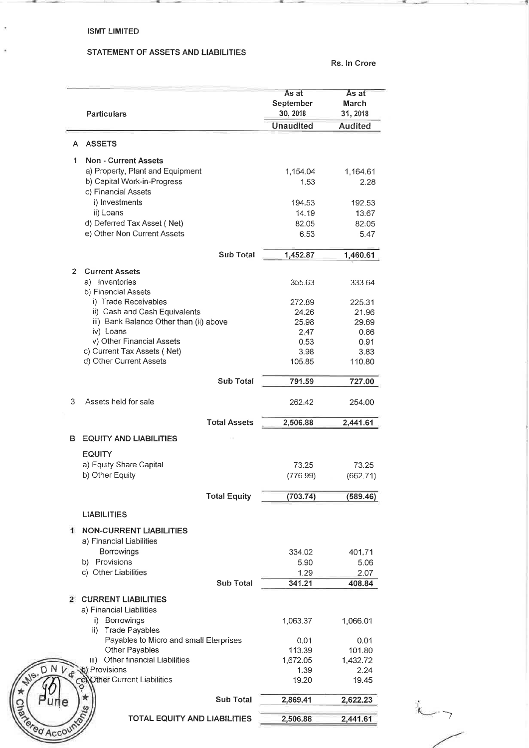ISMT LIMITED

STATEMENT OF ASSETS AND LIABILITIES

Rs. In Crore

| | Particulars | As at September 30, 2018 | As at March 31, 2018 |
|---|---|---|---|
| | | Unaudited | Audited |
| **A** | **ASSETS** | | |
| **1** | **Non - Current Assets** | | |
| | a) Property, Plant and Equipment | 1,154.04 | 1,164.61 |
| | b) Capital Work-in-Progress | 1.53 | 2.28 |
| | c) Financial Assets | | |
| | i) Investments | 194.53 | 192.53 |
| | ii) Loans | 14.19 | 13.67 |
| | d) Deferred Tax Asset ( Net) | 82.05 | 82.05 |
| | e) Other Non Current Assets | 6.53 | 5.47 |
| | **Sub Total** | **1,452.87** | **1,460.61** |
| **2** | **Current Assets** | | |
| | a) Inventories | 355.63 | 333.64 |
| | b) Financial Assets | | |
| | i) Trade Receivables | 272.89 | 225.31 |
| | ii) Cash and Cash Equivalents | 24.26 | 21.96 |
| | iii) Bank Balance Other than (ii) above | 25.98 | 29.69 |
| | iv) Loans | 2.47 | 0.86 |
| | v) Other Financial Assets | 0.53 | 0.91 |
| | c) Current Tax Assets ( Net) | 3.98 | 3.83 |
| | d) Other Current Assets | 105.85 | 110.80 |
| | **Sub Total** | **791.59** | **727.00** |
| 3 | Assets held for sale | 262.42 | 254.00 |
| | **Total Assets** | **2,506.88** | **2,441.61** |
| **B** | **EQUITY AND LIABILITIES** | | |
| | **EQUITY** | | |
| | a) Equity Share Capital | 73.25 | 73.25 |
| | b) Other Equity | (776.99) | (662.71) |
| | **Total Equity** | **(703.74)** | **(589.46)** |
| | **LIABILITIES** | | |
| **1** | **NON-CURRENT LIABILITIES** | | |
| | a) Financial Liabilities | | |
| | Borrowings | 334.02 | 401.71 |
| | b) Provisions | 5.90 | 5.06 |
| | c) Other Liabilities | 1.29 | 2.07 |
| | **Sub Total** | **341.21** | **408.84** |
| **2** | **CURRENT LIABILITIES** | | |
| | a) Financial Liabilities | | |
| | i) Borrowings | 1,063.37 | 1,066.01 |
| | ii) Trade Payables | | |
| | Payables to Micro and small Eterprises | 0.01 | 0.01 |
| | Other Payables | 113.39 | 101.80 |
| | iii) Other financial Liabilities | 1,672.05 | 1,432.72 |
| | b) Provisions | 1.39 | 2.24 |
| | c) Other Current Liabilities | 19.20 | 19.45 |
| | **Sub Total** | **2,869.41** | **2,622.23** |
| | **TOTAL EQUITY AND LIABILITIES** | **2,506.88** | **2,441.61** |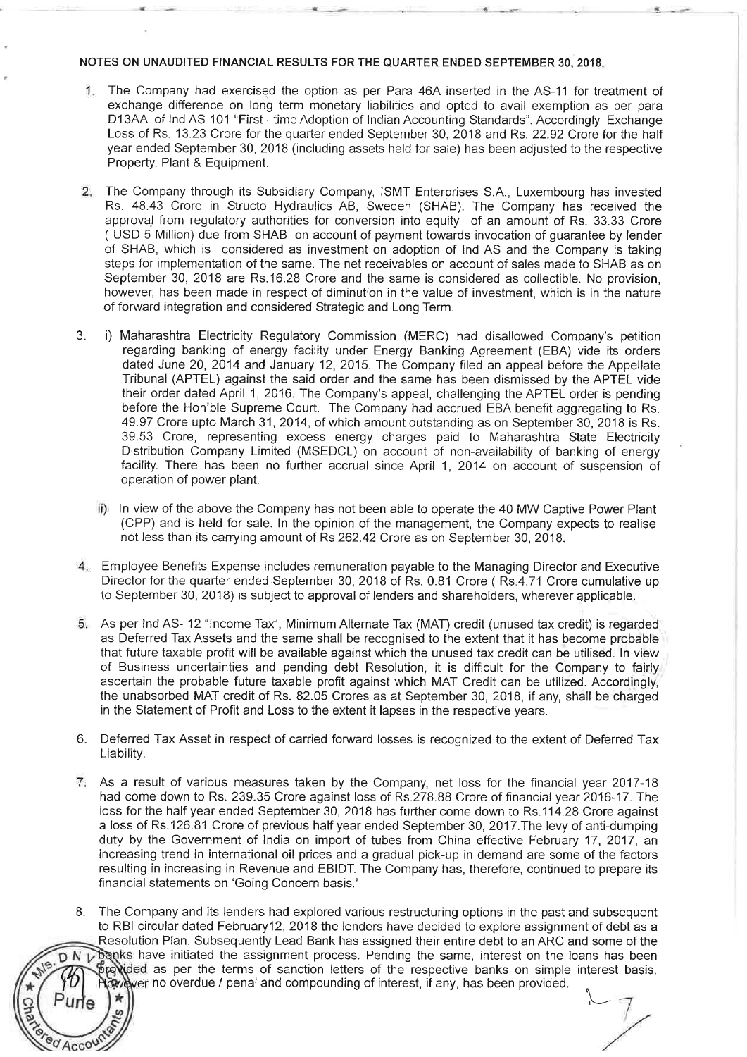**NOTES ON UNAUDITED FINANCIAL RESULTS FOR THE QUARTER ENDED SEPTEMBER 30, 2018.**

1. The Company had exercised the option as per Para 46A inserted in the AS-11 for treatment of exchange difference on long term monetary liabilities and opted to avail exemption as per para D13AA of Ind AS 101 "First –time Adoption of Indian Accounting Standards". Accordingly, Exchange Loss of Rs. 13.23 Crore for the quarter ended September 30, 2018 and Rs. 22.92 Crore for the half year ended September 30, 2018 (including assets held for sale) has been adjusted to the respective Property, Plant & Equipment.

2. The Company through its Subsidiary Company, ISMT Enterprises S.A., Luxembourg has invested Rs. 48.43 Crore in Structo Hydraulics AB, Sweden (SHAB). The Company has received the approval from regulatory authorities for conversion into equity of an amount of Rs. 33.33 Crore ( USD 5 Million) due from SHAB on account of payment towards invocation of guarantee by lender of SHAB, which is considered as investment on adoption of Ind AS and the Company is taking steps for implementation of the same. The net receivables on account of sales made to SHAB as on September 30, 2018 are Rs.16.28 Crore and the same is considered as collectible. No provision, however, has been made in respect of diminution in the value of investment, which is in the nature of forward integration and considered Strategic and Long Term.

3. i) Maharashtra Electricity Regulatory Commission (MERC) had disallowed Company's petition regarding banking of energy facility under Energy Banking Agreement (EBA) vide its orders dated June 20, 2014 and January 12, 2015. The Company filed an appeal before the Appellate Tribunal (APTEL) against the said order and the same has been dismissed by the APTEL vide their order dated April 1, 2016. The Company's appeal, challenging the APTEL order is pending before the Hon'ble Supreme Court. The Company had accrued EBA benefit aggregating to Rs. 49.97 Crore upto March 31, 2014, of which amount outstanding as on September 30, 2018 is Rs. 39.53 Crore, representing excess energy charges paid to Maharashtra State Electricity Distribution Company Limited (MSEDCL) on account of non-availability of banking of energy facility. There has been no further accrual since April 1, 2014 on account of suspension of operation of power plant.

   ii) In view of the above the Company has not been able to operate the 40 MW Captive Power Plant (CPP) and is held for sale. In the opinion of the management, the Company expects to realise not less than its carrying amount of Rs 262.42 Crore as on September 30, 2018.

4. Employee Benefits Expense includes remuneration payable to the Managing Director and Executive Director for the quarter ended September 30, 2018 of Rs. 0.81 Crore ( Rs.4.71 Crore cumulative up to September 30, 2018) is subject to approval of lenders and shareholders, wherever applicable.

5. As per Ind AS- 12 "Income Tax", Minimum Alternate Tax (MAT) credit (unused tax credit) is regarded as Deferred Tax Assets and the same shall be recognised to the extent that it has become probable that future taxable profit will be available against which the unused tax credit can be utilised. In view of Business uncertainties and pending debt Resolution, it is difficult for the Company to fairly ascertain the probable future taxable profit against which MAT Credit can be utilized. Accordingly, the unabsorbed MAT credit of Rs. 82.05 Crores as at September 30, 2018, if any, shall be charged in the Statement of Profit and Loss to the extent it lapses in the respective years.

6. Deferred Tax Asset in respect of carried forward losses is recognized to the extent of Deferred Tax Liability.

7. As a result of various measures taken by the Company, net loss for the financial year 2017-18 had come down to Rs. 239.35 Crore against loss of Rs.278.88 Crore of financial year 2016-17. The loss for the half year ended September 30, 2018 has further come down to Rs.114.28 Crore against a loss of Rs.126.81 Crore of previous half year ended September 30, 2017.The levy of anti-dumping duty by the Government of India on import of tubes from China effective February 17, 2017, an increasing trend in international oil prices and a gradual pick-up in demand are some of the factors resulting in increasing in Revenue and EBIDT. The Company has, therefore, continued to prepare its financial statements on 'Going Concern basis.'

8. The Company and its lenders had explored various restructuring options in the past and subsequent to RBI circular dated February12, 2018 the lenders have decided to explore assignment of debt as a Resolution Plan. Subsequently Lead Bank has assigned their entire debt to an ARC and some of the banks have initiated the assignment process. Pending the same, interest on the loans has been provided as per the terms of sanction letters of the respective banks on simple interest basis. However no overdue / penal and compounding of interest, if any, has been provided.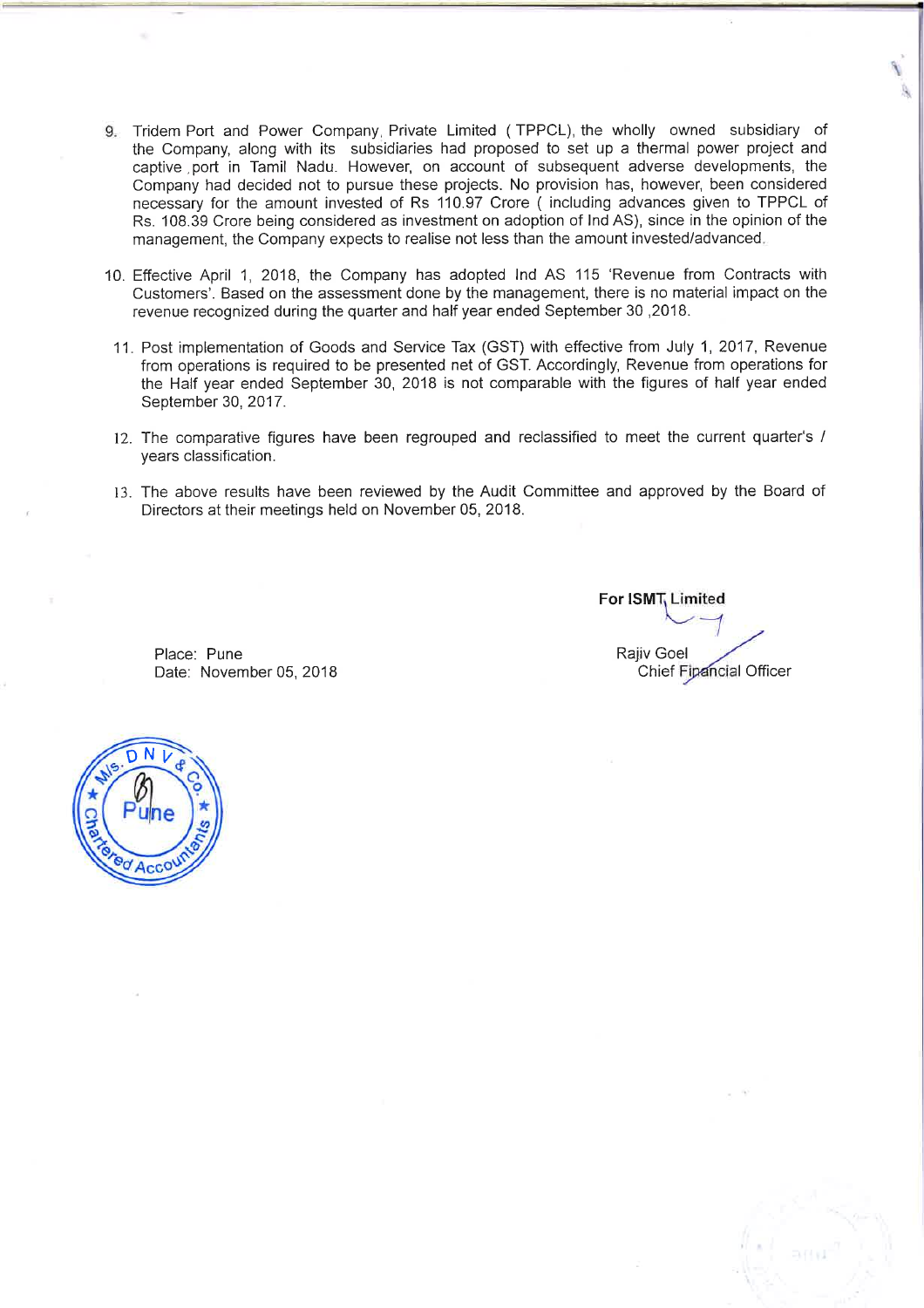9. Tridem Port and Power Company Private Limited (TPPCL), the wholly owned subsidiary of the Company, along with its subsidiaries had proposed to set up a thermal power project and captive port in Tamil Nadu. However, on account of subsequent adverse developments, the Company had decided not to pursue these projects. No provision has, however, been considered necessary for the amount invested of Rs 110.97 Crore ( including advances given to TPPCL of Rs. 108.39 Crore being considered as investment on adoption of Ind AS), since in the opinion of the management, the Company expects to realise not less than the amount invested/advanced.

10. Effective April 1, 2018, the Company has adopted Ind AS 115 'Revenue from Contracts with Customers'. Based on the assessment done by the management, there is no material impact on the revenue recognized during the quarter and half year ended September 30 ,2018.

11. Post implementation of Goods and Service Tax (GST) with effective from July 1, 2017, Revenue from operations is required to be presented net of GST. Accordingly, Revenue from operations for the Half year ended September 30, 2018 is not comparable with the figures of half year ended September 30, 2017.

12. The comparative figures have been regrouped and reclassified to meet the current quarter's / years classification.

13. The above results have been reviewed by the Audit Committee and approved by the Board of Directors at their meetings held on November 05, 2018.

**For ISMT Limited**

Rajiv Goel
Chief Financial Officer

Place: Pune
Date: November 05, 2018

M/s. DNV & Co. Chartered Accountants, Pune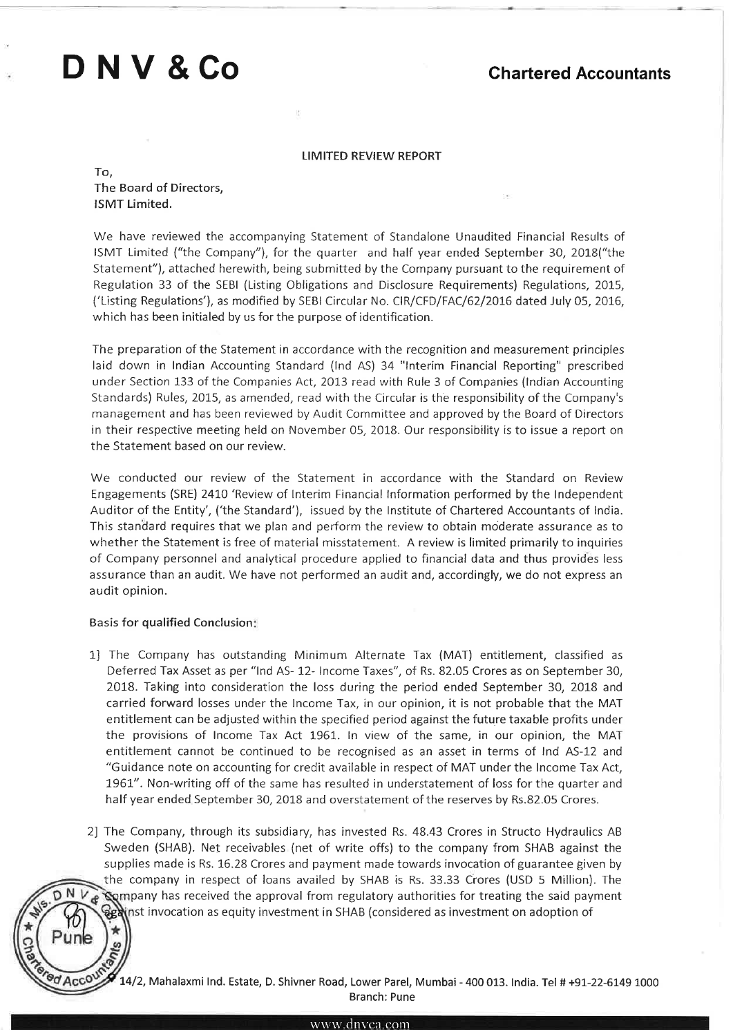# D N V & Co

**Chartered Accountants**

LIMITED REVIEW REPORT

To,
The Board of Directors,
ISMT Limited.

We have reviewed the accompanying Statement of Standalone Unaudited Financial Results of ISMT Limited ("the Company"), for the quarter and half year ended September 30, 2018("the Statement"), attached herewith, being submitted by the Company pursuant to the requirement of Regulation 33 of the SEBI (Listing Obligations and Disclosure Requirements) Regulations, 2015, ('Listing Regulations'), as modified by SEBI Circular No. CIR/CFD/FAC/62/2016 dated July 05, 2016, which has been initialed by us for the purpose of identification.

The preparation of the Statement in accordance with the recognition and measurement principles laid down in Indian Accounting Standard (Ind AS) 34 "Interim Financial Reporting" prescribed under Section 133 of the Companies Act, 2013 read with Rule 3 of Companies (Indian Accounting Standards) Rules, 2015, as amended, read with the Circular is the responsibility of the Company's management and has been reviewed by Audit Committee and approved by the Board of Directors in their respective meeting held on November 05, 2018. Our responsibility is to issue a report on the Statement based on our review.

We conducted our review of the Statement in accordance with the Standard on Review Engagements (SRE) 2410 'Review of Interim Financial Information performed by the Independent Auditor of the Entity', ('the Standard'), issued by the Institute of Chartered Accountants of India. This standard requires that we plan and perform the review to obtain moderate assurance as to whether the Statement is free of material misstatement. A review is limited primarily to inquiries of Company personnel and analytical procedure applied to financial data and thus provides less assurance than an audit. We have not performed an audit and, accordingly, we do not express an audit opinion.

Basis for qualified Conclusion:

1] The Company has outstanding Minimum Alternate Tax (MAT) entitlement, classified as Deferred Tax Asset as per "Ind AS- 12- Income Taxes", of Rs. 82.05 Crores as on September 30, 2018. Taking into consideration the loss during the period ended September 30, 2018 and carried forward losses under the Income Tax, in our opinion, it is not probable that the MAT entitlement can be adjusted within the specified period against the future taxable profits under the provisions of Income Tax Act 1961. In view of the same, in our opinion, the MAT entitlement cannot be continued to be recognised as an asset in terms of Ind AS-12 and "Guidance note on accounting for credit available in respect of MAT under the Income Tax Act, 1961". Non-writing off of the same has resulted in understatement of loss for the quarter and half year ended September 30, 2018 and overstatement of the reserves by Rs.82.05 Crores.

2] The Company, through its subsidiary, has invested Rs. 48.43 Crores in Structo Hydraulics AB Sweden (SHAB). Net receivables (net of write offs) to the company from SHAB against the supplies made is Rs. 16.28 Crores and payment made towards invocation of guarantee given by the company in respect of loans availed by SHAB is Rs. 33.33 Crores (USD 5 Million). The Company has received the approval from regulatory authorities for treating the said payment against invocation as equity investment in SHAB (considered as investment on adoption of

14/2, Mahalaxmi Ind. Estate, D. Shivner Road, Lower Parel, Mumbai - 400 013. India. Tel # +91-22-6149 1000
Branch: Pune

www.dnvca.com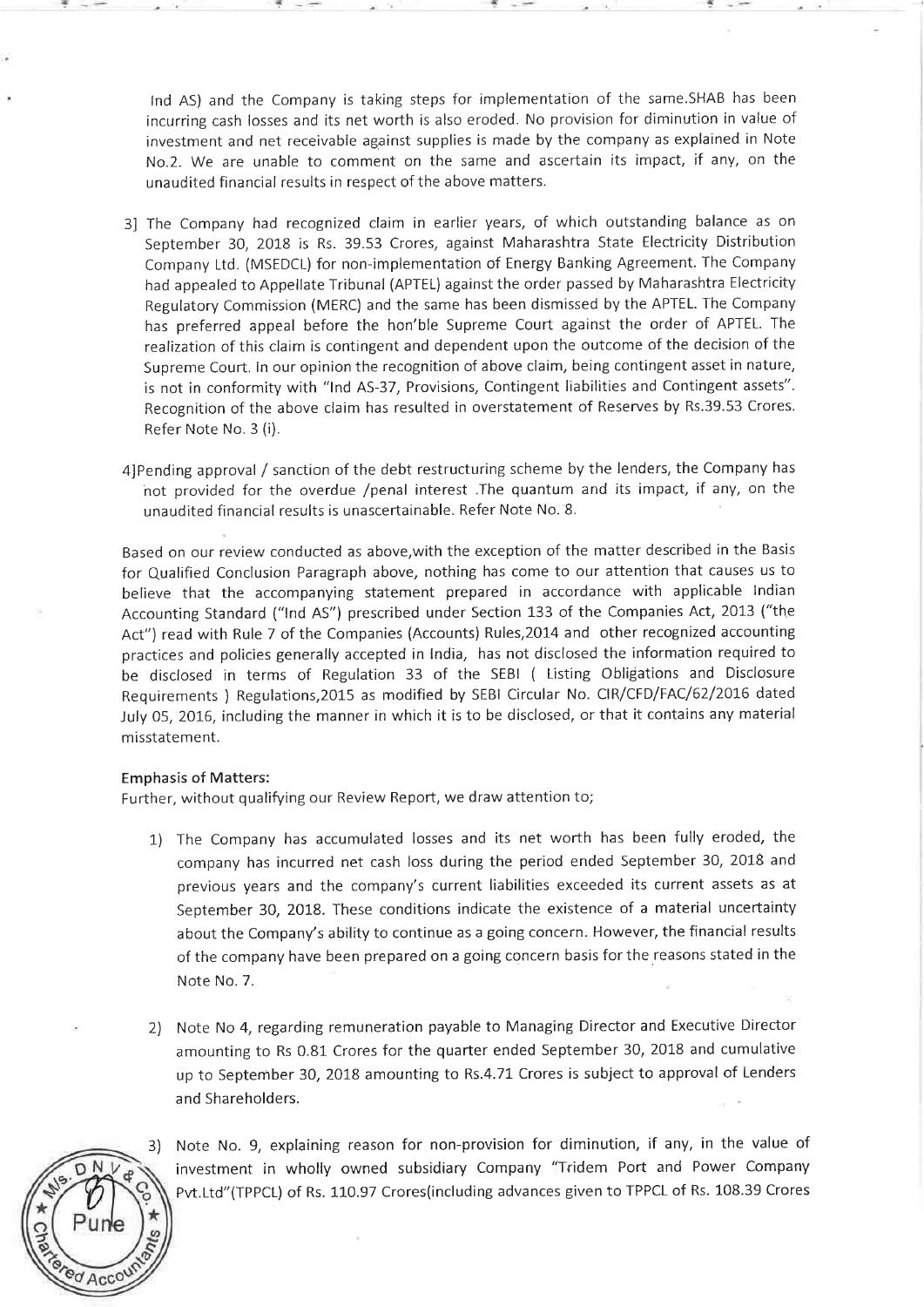Ind AS) and the Company is taking steps for implementation of the same.SHAB has been incurring cash losses and its net worth is also eroded. No provision for diminution in value of investment and net receivable against supplies is made by the company as explained in Note No.2. We are unable to comment on the same and ascertain its impact, if any, on the unaudited financial results in respect of the above matters.

3] The Company had recognized claim in earlier years, of which outstanding balance as on September 30, 2018 is Rs. 39.53 Crores, against Maharashtra State Electricity Distribution Company Ltd. (MSEDCL) for non-implementation of Energy Banking Agreement. The Company had appealed to Appellate Tribunal (APTEL) against the order passed by Maharashtra Electricity Regulatory Commission (MERC) and the same has been dismissed by the APTEL. The Company has preferred appeal before the hon'ble Supreme Court against the order of APTEL. The realization of this claim is contingent and dependent upon the outcome of the decision of the Supreme Court. In our opinion the recognition of above claim, being contingent asset in nature, is not in conformity with "Ind AS-37, Provisions, Contingent liabilities and Contingent assets". Recognition of the above claim has resulted in overstatement of Reserves by Rs.39.53 Crores. Refer Note No. 3 (i).

4]Pending approval / sanction of the debt restructuring scheme by the lenders, the Company has not provided for the overdue /penal interest .The quantum and its impact, if any, on the unaudited financial results is unascertainable. Refer Note No. 8.

Based on our review conducted as above,with the exception of the matter described in the Basis for Qualified Conclusion Paragraph above, nothing has come to our attention that causes us to believe that the accompanying statement prepared in accordance with applicable Indian Accounting Standard ("Ind AS") prescribed under Section 133 of the Companies Act, 2013 ("the Act") read with Rule 7 of the Companies (Accounts) Rules,2014 and other recognized accounting practices and policies generally accepted in India, has not disclosed the information required to be disclosed in terms of Regulation 33 of the SEBI ( Listing Obligations and Disclosure Requirements ) Regulations,2015 as modified by SEBI Circular No. CIR/CFD/FAC/62/2016 dated July 05, 2016, including the manner in which it is to be disclosed, or that it contains any material misstatement.

**Emphasis of Matters:**

Further, without qualifying our Review Report, we draw attention to;

1) The Company has accumulated losses and its net worth has been fully eroded, the company has incurred net cash loss during the period ended September 30, 2018 and previous years and the company's current liabilities exceeded its current assets as at September 30, 2018. These conditions indicate the existence of a material uncertainty about the Company's ability to continue as a going concern. However, the financial results of the company have been prepared on a going concern basis for the reasons stated in the Note No. 7.

2) Note No 4, regarding remuneration payable to Managing Director and Executive Director amounting to Rs 0.81 Crores for the quarter ended September 30, 2018 and cumulative up to September 30, 2018 amounting to Rs.4.71 Crores is subject to approval of Lenders and Shareholders.

3) Note No. 9, explaining reason for non-provision for diminution, if any, in the value of investment in wholly owned subsidiary Company "Tridem Port and Power Company Pvt.Ltd"(TPPCL) of Rs. 110.97 Crores(including advances given to TPPCL of Rs. 108.39 Crores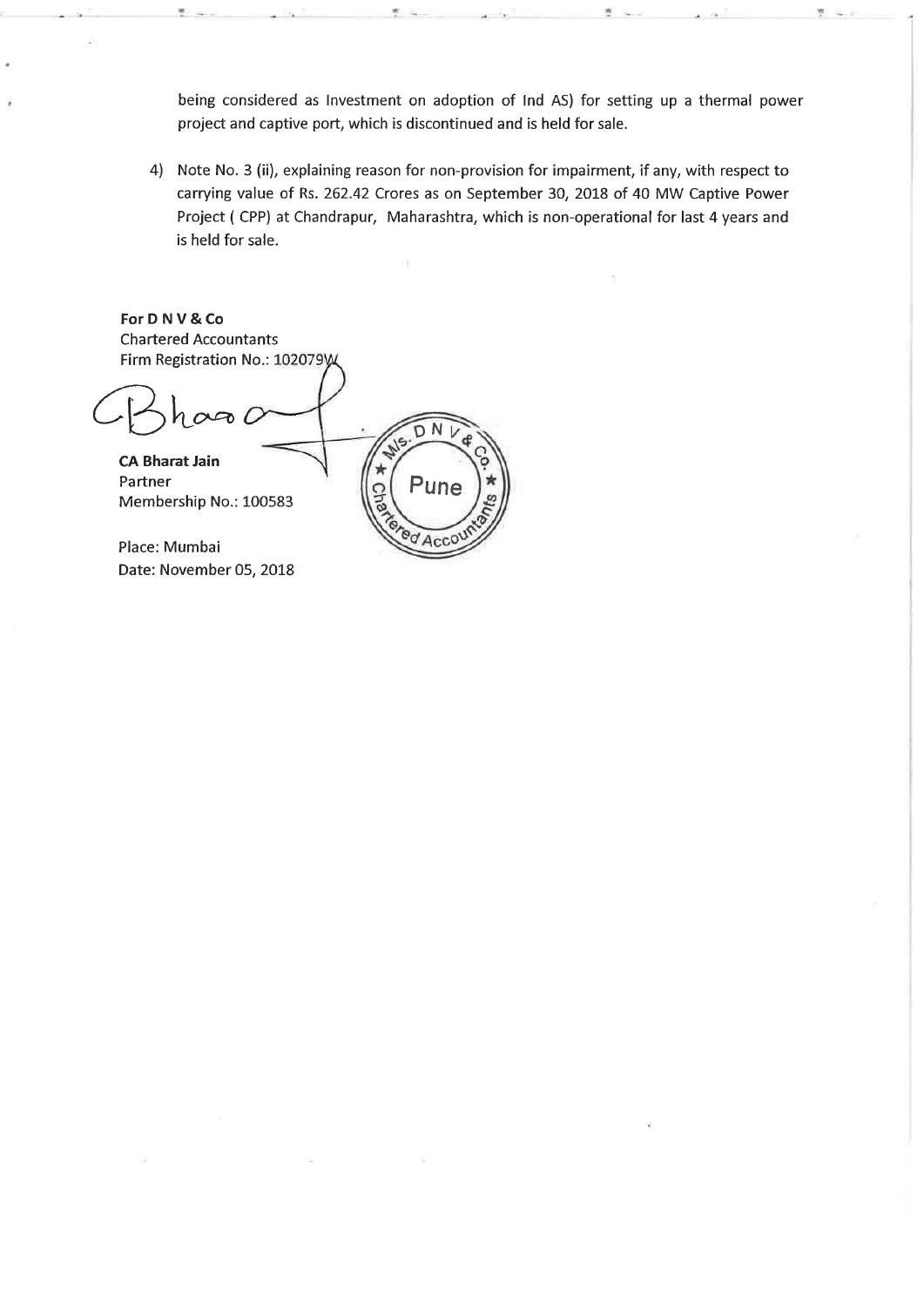being considered as Investment on adoption of Ind AS) for setting up a thermal power project and captive port, which is discontinued and is held for sale.

4) Note No. 3 (ii), explaining reason for non-provision for impairment, if any, with respect to carrying value of Rs. 262.42 Crores as on September 30, 2018 of 40 MW Captive Power Project ( CPP) at Chandrapur, Maharashtra, which is non-operational for last 4 years and is held for sale.

**For D N V & Co**
Chartered Accountants
Firm Registration No.: 102079W

**CA Bharat Jain**
Partner
Membership No.: 100583

Place: Mumbai
Date: November 05, 2018